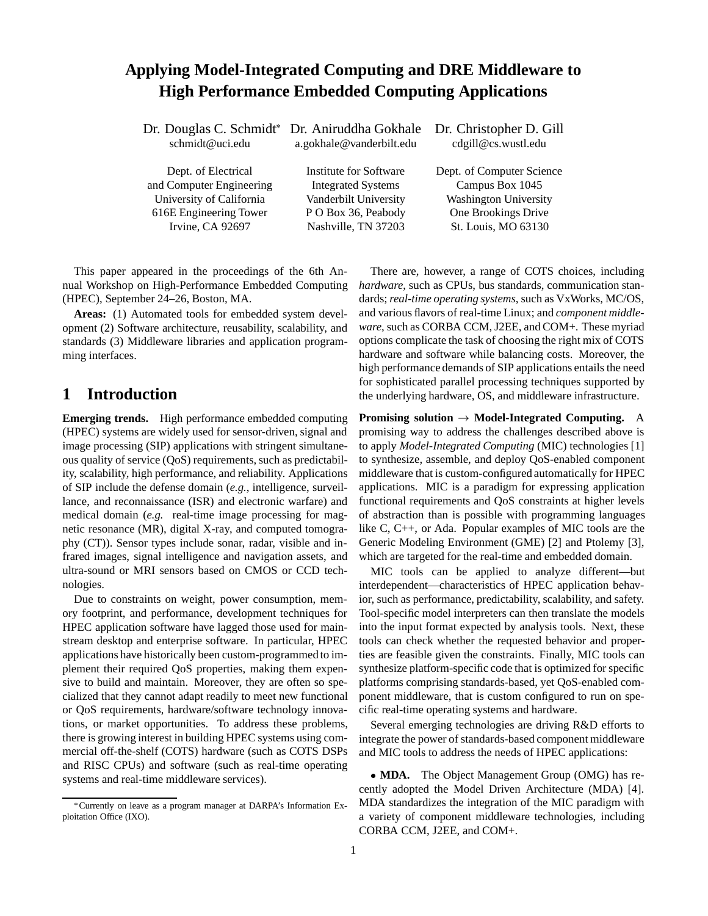# Applying Model-Integrated Computing and DRE Middleware to High Performance Embedded Computing Applications

Dr. Douglas C. Schmidt* schmidt@uci.edu

Dept. of Electrical and Computer Engineering
University of California
616E Engineering Tower
Irvine, CA 92697

Dr. Aniruddha Gokhale a.gokhale@vanderbilt.edu

Institute for Software Integrated Systems
Vanderbilt University
P O Box 36, Peabody
Nashville, TN 37203

Dr. Christopher D. Gill cdgill@cs.wustl.edu

Dept. of Computer Science
Campus Box 1045
Washington University
One Brookings Drive
St. Louis, MO 63130

This paper appeared in the proceedings of the 6th Annual Workshop on High-Performance Embedded Computing (HPEC), September 24–26, Boston, MA.

**Areas:** (1) Automated tools for embedded system development (2) Software architecture, reusability, scalability, and standards (3) Middleware libraries and application programming interfaces.

## 1 Introduction

**Emerging trends.** High performance embedded computing (HPEC) systems are widely used for sensor-driven, signal and image processing (SIP) applications with stringent simultaneous quality of service (QoS) requirements, such as predictability, scalability, high performance, and reliability. Applications of SIP include the defense domain (*e.g.*, intelligence, surveillance, and reconnaissance (ISR) and electronic warfare) and medical domain (*e.g.* real-time image processing for magnetic resonance (MR), digital X-ray, and computed tomography (CT)). Sensor types include sonar, radar, visible and infrared images, signal intelligence and navigation assets, and ultra-sound or MRI sensors based on CMOS or CCD technologies.

Due to constraints on weight, power consumption, memory footprint, and performance, development techniques for HPEC application software have lagged those used for mainstream desktop and enterprise software. In particular, HPEC applications have historically been custom-programmed to implement their required QoS properties, making them expensive to build and maintain. Moreover, they are often so specialized that they cannot adapt readily to meet new functional or QoS requirements, hardware/software technology innovations, or market opportunities. To address these problems, there is growing interest in building HPEC systems using commercial off-the-shelf (COTS) hardware (such as COTS DSPs and RISC CPUs) and software (such as real-time operating systems and real-time middleware services).

There are, however, a range of COTS choices, including *hardware*, such as CPUs, bus standards, communication standards; *real-time operating systems*, such as VxWorks, MC/OS, and various flavors of real-time Linux; and *component middleware*, such as CORBA CCM, J2EE, and COM+. These myriad options complicate the task of choosing the right mix of COTS hardware and software while balancing costs. Moreover, the high performance demands of SIP applications entails the need for sophisticated parallel processing techniques supported by the underlying hardware, OS, and middleware infrastructure.

**Promising solution → Model-Integrated Computing.** A promising way to address the challenges described above is to apply *Model-Integrated Computing* (MIC) technologies [1] to synthesize, assemble, and deploy QoS-enabled component middleware that is custom-configured automatically for HPEC applications. MIC is a paradigm for expressing application functional requirements and QoS constraints at higher levels of abstraction than is possible with programming languages like C, C++, or Ada. Popular examples of MIC tools are the Generic Modeling Environment (GME) [2] and Ptolemy [3], which are targeted for the real-time and embedded domain.

MIC tools can be applied to analyze different—but interdependent—characteristics of HPEC application behavior, such as performance, predictability, scalability, and safety. Tool-specific model interpreters can then translate the models into the input format expected by analysis tools. Next, these tools can check whether the requested behavior and properties are feasible given the constraints. Finally, MIC tools can synthesize platform-specific code that is optimized for specific platforms comprising standards-based, yet QoS-enabled component middleware, that is custom configured to run on specific real-time operating systems and hardware.

Several emerging technologies are driving R&D efforts to integrate the power of standards-based component middleware and MIC tools to address the needs of HPEC applications:

- **MDA.** The Object Management Group (OMG) has recently adopted the Model Driven Architecture (MDA) [4]. MDA standardizes the integration of the MIC paradigm with a variety of component middleware technologies, including CORBA CCM, J2EE, and COM+.

*Currently on leave as a program manager at DARPA's Information Exploitation Office (IXO).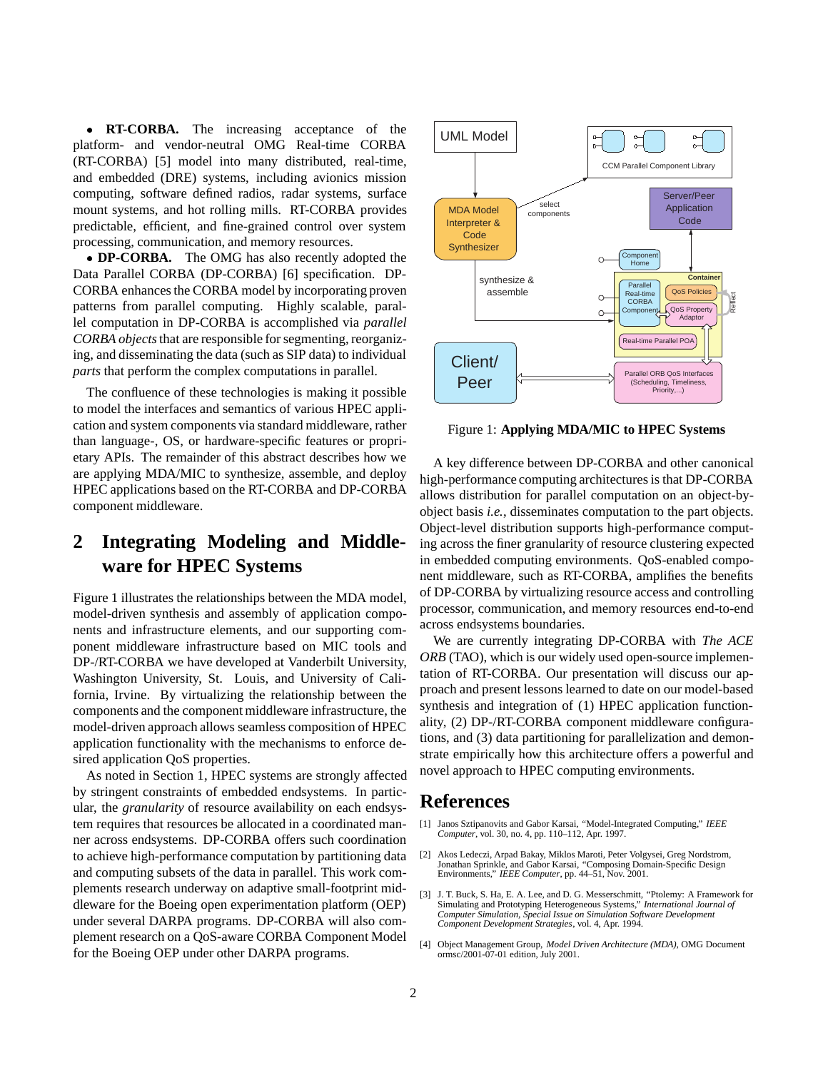- **RT-CORBA.** The increasing acceptance of the platform- and vendor-neutral OMG Real-time CORBA (RT-CORBA) [5] model into many distributed, real-time, and embedded (DRE) systems, including avionics mission computing, software defined radios, radar systems, surface mount systems, and hot rolling mills. RT-CORBA provides predictable, efficient, and fine-grained control over system processing, communication, and memory resources.
- **DP-CORBA.** The OMG has also recently adopted the Data Parallel CORBA (DP-CORBA) [6] specification. DP-CORBA enhances the CORBA model by incorporating proven patterns from parallel computing. Highly scalable, parallel computation is accomplished via *parallel CORBA objects* that are responsible for segmenting, reorganizing, and disseminating the data (such as SIP data) to individual *parts* that perform the complex computations in parallel.

The confluence of these technologies is making it possible to model the interfaces and semantics of various HPEC application and system components via standard middleware, rather than language-, OS, or hardware-specific features or proprietary APIs. The remainder of this abstract describes how we are applying MDA/MIC to synthesize, assemble, and deploy HPEC applications based on the RT-CORBA and DP-CORBA component middleware.

## 2 Integrating Modeling and Middleware for HPEC Systems

Figure 1 illustrates the relationships between the MDA model, model-driven synthesis and assembly of application components and infrastructure elements, and our supporting component middleware infrastructure based on MIC tools and DP-/RT-CORBA we have developed at Vanderbilt University, Washington University, St. Louis, and University of California, Irvine. By virtualizing the relationship between the components and the component middleware infrastructure, the model-driven approach allows seamless composition of HPEC application functionality with the mechanisms to enforce desired application QoS properties.

As noted in Section 1, HPEC systems are strongly affected by stringent constraints of embedded endsystems. In particular, the *granularity* of resource availability on each endsystem requires that resources be allocated in a coordinated manner across endsystems. DP-CORBA offers such coordination to achieve high-performance computation by partitioning data and computing subsets of the data in parallel. This work complements research underway on adaptive small-footprint middleware for the Boeing open experimentation platform (OEP) under several DARPA programs. DP-CORBA will also complement research on a QoS-aware CORBA Component Model for the Boeing OEP under other DARPA programs.

Figure 1: **Applying MDA/MIC to HPEC Systems**

A key difference between DP-CORBA and other canonical high-performance computing architectures is that DP-CORBA allows distribution for parallel computation on an object-by-object basis *i.e.*, disseminates computation to the part objects. Object-level distribution supports high-performance computing across the finer granularity of resource clustering expected in embedded computing environments. QoS-enabled component middleware, such as RT-CORBA, amplifies the benefits of DP-CORBA by virtualizing resource access and controlling processor, communication, and memory resources end-to-end across endsystems boundaries.

We are currently integrating DP-CORBA with *The ACE ORB* (TAO), which is our widely used open-source implementation of RT-CORBA. Our presentation will discuss our approach and present lessons learned to date on our model-based synthesis and integration of (1) HPEC application functionality, (2) DP-/RT-CORBA component middleware configurations, and (3) data partitioning for parallelization and demonstrate empirically how this architecture offers a powerful and novel approach to HPEC computing environments.

# References

[1] Janos Sztipanovits and Gabor Karsai, "Model-Integrated Computing," *IEEE Computer*, vol. 30, no. 4, pp. 110–112, Apr. 1997.

[2] Akos Ledeczi, Arpad Bakay, Miklos Maroti, Peter Volgysei, Greg Nordstrom, Jonathan Sprinkle, and Gabor Karsai, "Composing Domain-Specific Design Environments," *IEEE Computer*, pp. 44–51, Nov. 2001.

[3] J. T. Buck, S. Ha, E. A. Lee, and D. G. Messerschmitt, "Ptolemy: A Framework for Simulating and Prototyping Heterogeneous Systems," *International Journal of Computer Simulation, Special Issue on Simulation Software Development Component Development Strategies*, vol. 4, Apr. 1994.

[4] Object Management Group, *Model Driven Architecture (MDA)*, OMG Document ormsc/2001-07-01 edition, July 2001.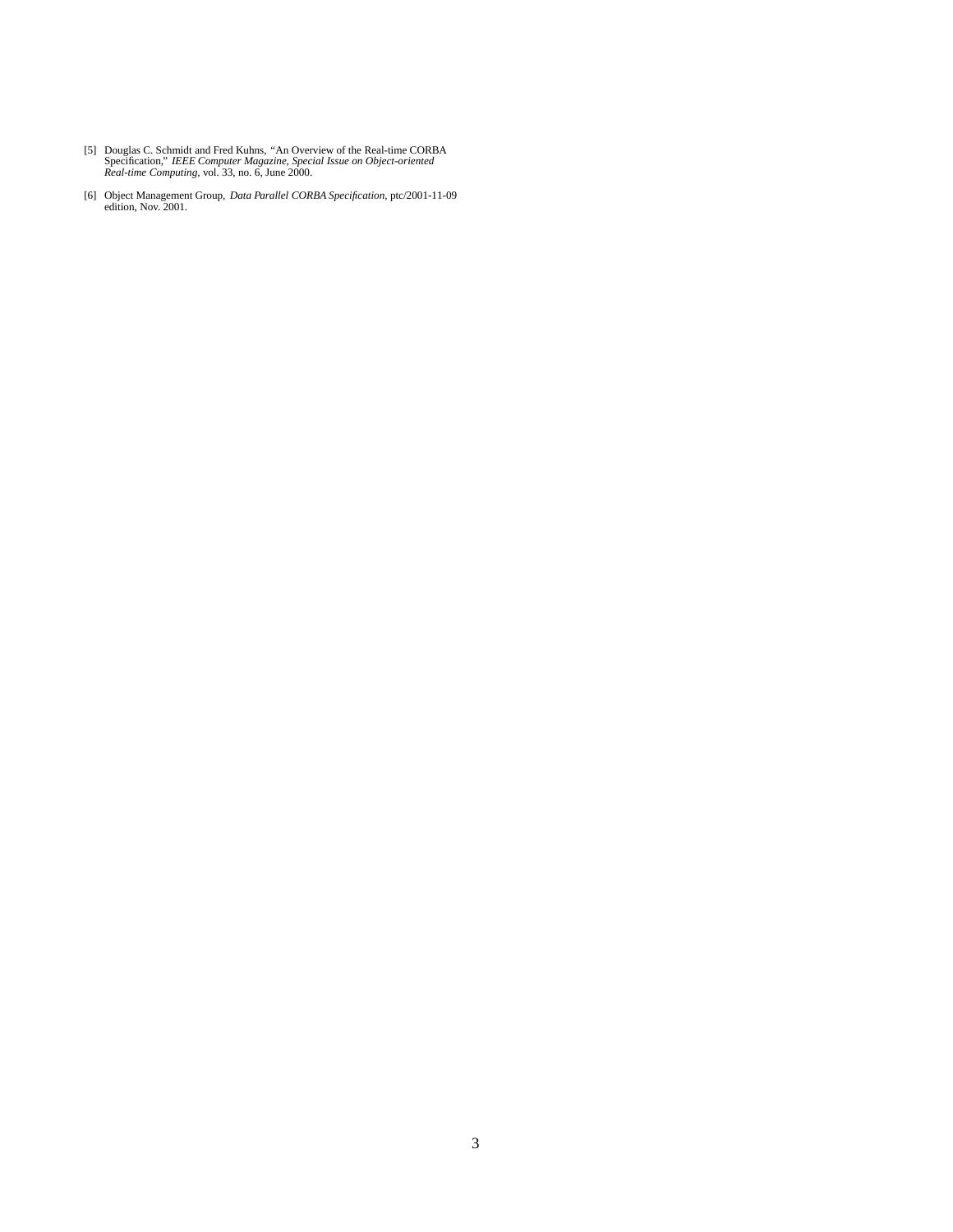[5] Douglas C. Schmidt and Fred Kuhns, "An Overview of the Real-time CORBA Specification," *IEEE Computer Magazine, Special Issue on Object-oriented Real-time Computing*, vol. 33, no. 6, June 2000.

[6] Object Management Group, *Data Parallel CORBA Specification*, ptc/2001-11-09 edition, Nov. 2001.